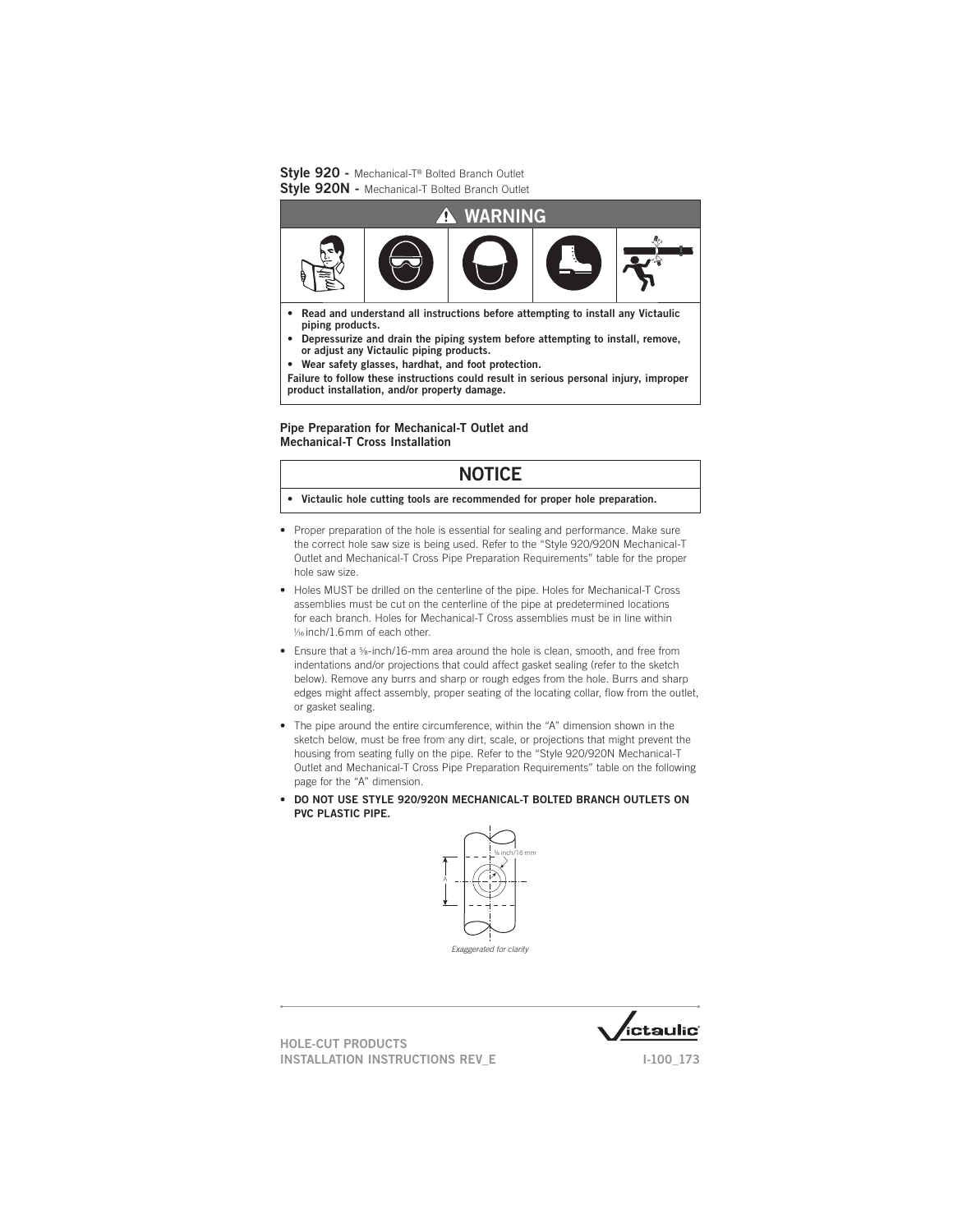**Style 920 -** Mechanical-T® Bolted Branch Outlet
**Style 920N -** Mechanical-T Bolted Branch Outlet

## ⚠ WARNING

- **Read and understand all instructions before attempting to install any Victaulic piping products.**
- **Depressurize and drain the piping system before attempting to install, remove, or adjust any Victaulic piping products.**
- **Wear safety glasses, hardhat, and foot protection.**

**Failure to follow these instructions could result in serious personal injury, improper product installation, and/or property damage.**

### Pipe Preparation for Mechanical-T Outlet and Mechanical-T Cross Installation

## NOTICE

- **Victaulic hole cutting tools are recommended for proper hole preparation.**

- Proper preparation of the hole is essential for sealing and performance. Make sure the correct hole saw size is being used. Refer to the "Style 920/920N Mechanical-T Outlet and Mechanical-T Cross Pipe Preparation Requirements" table for the proper hole saw size.
- Holes MUST be drilled on the centerline of the pipe. Holes for Mechanical-T Cross assemblies must be cut on the centerline of the pipe at predetermined locations for each branch. Holes for Mechanical-T Cross assemblies must be in line within 1/16 inch/1.6 mm of each other.
- Ensure that a 5/8-inch/16-mm area around the hole is clean, smooth, and free from indentations and/or projections that could affect gasket sealing (refer to the sketch below). Remove any burrs and sharp or rough edges from the hole. Burrs and sharp edges might affect assembly, proper seating of the locating collar, flow from the outlet, or gasket sealing.
- The pipe around the entire circumference, within the "A" dimension shown in the sketch below, must be free from any dirt, scale, or projections that might prevent the housing from seating fully on the pipe. Refer to the "Style 920/920N Mechanical-T Outlet and Mechanical-T Cross Pipe Preparation Requirements" table on the following page for the "A" dimension.
- **DO NOT USE STYLE 920/920N MECHANICAL-T BOLTED BRANCH OUTLETS ON PVC PLASTIC PIPE.**

5/8 inch/16 mm

A

*Exaggerated for clarity*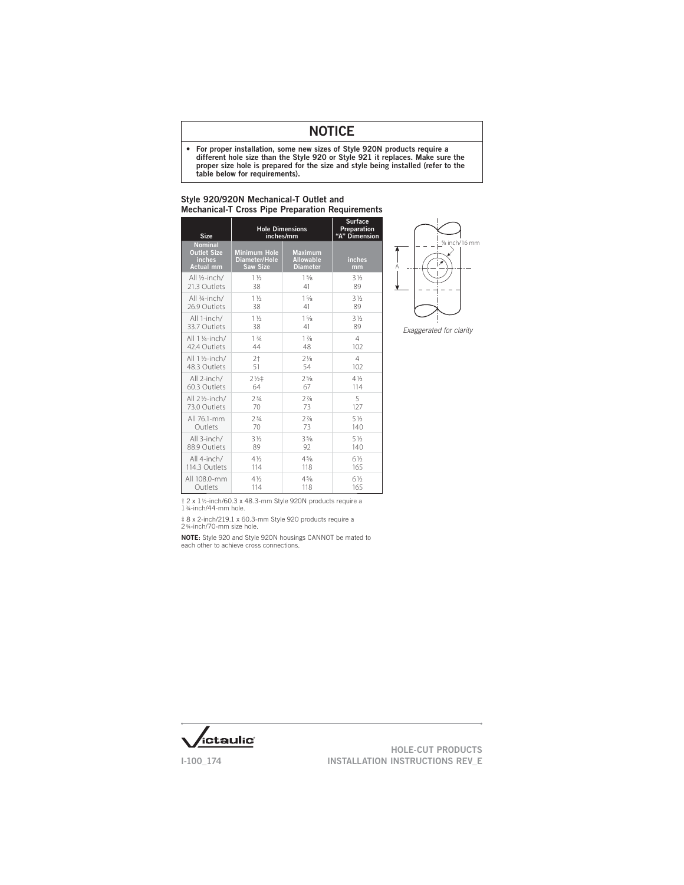## NOTICE

- **For proper installation, some new sizes of Style 920N products require a different hole size than the Style 920 or Style 921 it replaces. Make sure the proper size hole is prepared for the size and style being installed (refer to the table below for requirements).**

### Style 920/920N Mechanical-T Outlet and Mechanical-T Cross Pipe Preparation Requirements

| Size | Hole Dimensions inches/mm | | Surface Preparation "A" Dimension |
|---|---|---|---|
| Nominal Outlet Size inches Actual mm | Minimum Hole Diameter/Hole Saw Size | Maximum Allowable Diameter | inches mm |
| All ½-inch/ 21.3 Outlets | 1½ 38 | 1⅝ 41 | 3½ 89 |
| All ¾-inch/ 26.9 Outlets | 1½ 38 | 1⅝ 41 | 3½ 89 |
| All 1-inch/ 33.7 Outlets | 1½ 38 | 1⅝ 41 | 3½ 89 |
| All 1¼-inch/ 42.4 Outlets | 1¾ 44 | 1⅞ 48 | 4 102 |
| All 1½-inch/ 48.3 Outlets | 2† 51 | 2⅛ 54 | 4 102 |
| All 2-inch/ 60.3 Outlets | 2½‡ 64 | 2⅝ 67 | 4½ 114 |
| All 2½-inch/ 73.0 Outlets | 2¾ 70 | 2⅞ 73 | 5 127 |
| All 76.1-mm Outlets | 2¾ 70 | 2⅞ 73 | 5½ 140 |
| All 3-inch/ 88.9 Outlets | 3½ 89 | 3⅝ 92 | 5½ 140 |
| All 4-inch/ 114.3 Outlets | 4½ 114 | 4⅝ 118 | 6½ 165 |
| All 108.0-mm Outlets | 4½ 114 | 4⅝ 118 | 6½ 165 |

⅝ inch/16 mm

A

*Exaggerated for clarity*

† 2 x 1½-inch/60.3 x 48.3-mm Style 920N products require a 1¾-inch/44-mm hole.

‡ 8 x 2-inch/219.1 x 60.3-mm Style 920 products require a 2¾-inch/70-mm size hole.

**NOTE:** Style 920 and Style 920N housings CANNOT be mated to each other to achieve cross connections.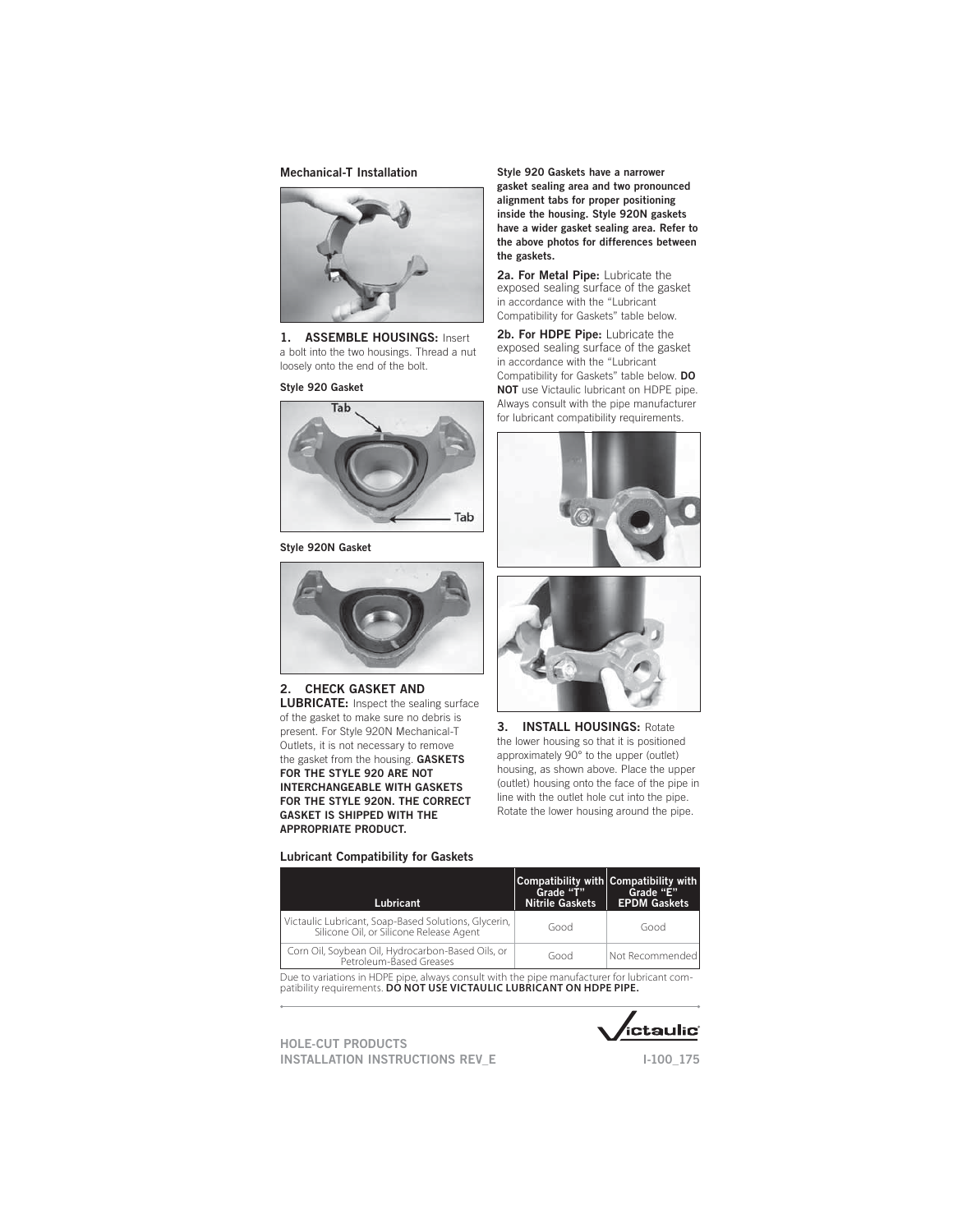## Mechanical-T Installation

**1. ASSEMBLE HOUSINGS:** Insert a bolt into the two housings. Thread a nut loosely onto the end of the bolt.

**Style 920 Gasket**

Tab

Tab

**Style 920N Gasket**

**2. CHECK GASKET AND LUBRICATE:** Inspect the sealing surface of the gasket to make sure no debris is present. For Style 920N Mechanical-T Outlets, it is not necessary to remove the gasket from the housing. **GASKETS FOR THE STYLE 920 ARE NOT INTERCHANGEABLE WITH GASKETS FOR THE STYLE 920N. THE CORRECT GASKET IS SHIPPED WITH THE APPROPRIATE PRODUCT.**

**Style 920 Gaskets have a narrower gasket sealing area and two pronounced alignment tabs for proper positioning inside the housing. Style 920N gaskets have a wider gasket sealing area. Refer to the above photos for differences between the gaskets.**

**2a. For Metal Pipe:** Lubricate the exposed sealing surface of the gasket in accordance with the "Lubricant Compatibility for Gaskets" table below.

**2b. For HDPE Pipe:** Lubricate the exposed sealing surface of the gasket in accordance with the "Lubricant Compatibility for Gaskets" table below. **DO NOT** use Victaulic lubricant on HDPE pipe. Always consult with the pipe manufacturer for lubricant compatibility requirements.

**3. INSTALL HOUSINGS:** Rotate the lower housing so that it is positioned approximately 90° to the upper (outlet) housing, as shown above. Place the upper (outlet) housing onto the face of the pipe in line with the outlet hole cut into the pipe. Rotate the lower housing around the pipe.

### Lubricant Compatibility for Gaskets

| Lubricant | Compatibility with Grade "T" Nitrile Gaskets | Compatibility with Grade "E" EPDM Gaskets |
|---|---|---|
| Victaulic Lubricant, Soap-Based Solutions, Glycerin, Silicone Oil, or Silicone Release Agent | Good | Good |
| Corn Oil, Soybean Oil, Hydrocarbon-Based Oils, or Petroleum-Based Greases | Good | Not Recommended |

Due to variations in HDPE pipe, always consult with the pipe manufacturer for lubricant compatibility requirements. **DO NOT USE VICTAULIC LUBRICANT ON HDPE PIPE.**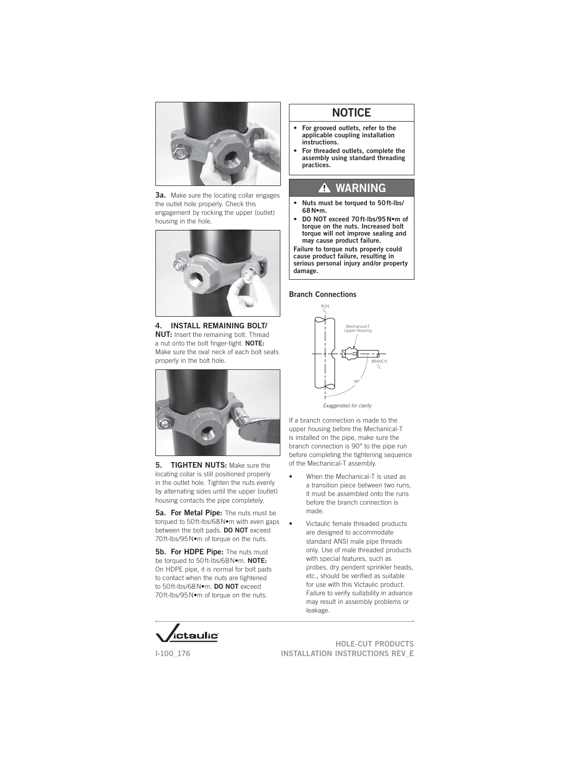**3a.** Make sure the locating collar engages the outlet hole properly. Check this engagement by rocking the upper (outlet) housing in the hole.

**4. INSTALL REMAINING BOLT/ NUT:** Insert the remaining bolt. Thread a nut onto the bolt finger-tight. **NOTE:** Make sure the oval neck of each bolt seats properly in the bolt hole.

**5. TIGHTEN NUTS:** Make sure the locating collar is still positioned properly in the outlet hole. Tighten the nuts evenly by alternating sides until the upper (outlet) housing contacts the pipe completely.

**5a. For Metal Pipe:** The nuts must be torqued to 50 ft-lbs/68 N•m with even gaps between the bolt pads. **DO NOT** exceed 70 ft-lbs/95 N•m of torque on the nuts.

**5b. For HDPE Pipe:** The nuts must be torqued to 50 ft-lbs/68 N•m. **NOTE:** On HDPE pipe, it is normal for bolt pads to contact when the nuts are tightened to 50 ft-lbs/68 N•m. **DO NOT** exceed 70 ft-lbs/95 N•m of torque on the nuts.

## NOTICE

- **For grooved outlets, refer to the applicable coupling installation instructions.**
- **For threaded outlets, complete the assembly using standard threading practices.**

## ⚠ WARNING

- **Nuts must be torqued to 50 ft-lbs/ 68 N•m.**
- **DO NOT exceed 70 ft-lbs/95 N•m of torque on the nuts. Increased bolt torque will not improve sealing and may cause product failure.**

**Failure to torque nuts properly could cause product failure, resulting in serious personal injury and/or property damage.**

### Branch Connections

RUN $C_L$

Mechanical-T Upper Housing

BRANCH $C_L$

90°

*Exaggerated for clarity*

If a branch connection is made to the upper housing before the Mechanical-T is installed on the pipe, make sure the branch connection is 90° to the pipe run before completing the tightening sequence of the Mechanical-T assembly.

- When the Mechanical-T is used as a transition piece between two runs, it must be assembled onto the runs before the branch connection is made.
- Victaulic female threaded products are designed to accommodate standard ANSI male pipe threads only. Use of male threaded products with special features, such as probes, dry pendent sprinkler heads, etc., should be verified as suitable for use with this Victaulic product. Failure to verify suitability in advance may result in assembly problems or leakage.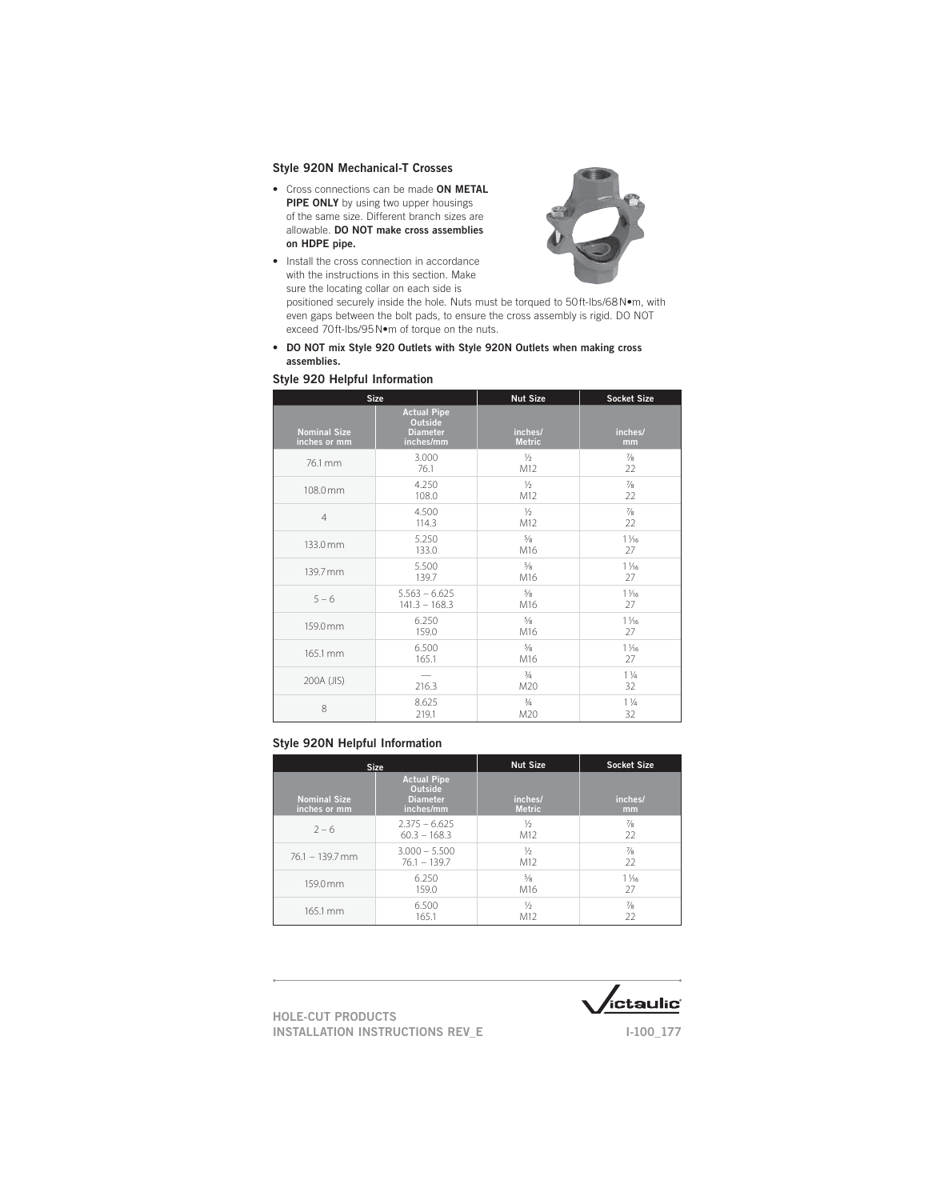### Style 920N Mechanical-T Crosses

- Cross connections can be made **ON METAL PIPE ONLY** by using two upper housings of the same size. Different branch sizes are allowable. **DO NOT make cross assemblies on HDPE pipe.**
- Install the cross connection in accordance with the instructions in this section. Make sure the locating collar on each side is positioned securely inside the hole. Nuts must be torqued to 50 ft-lbs/68 N•m, with even gaps between the bolt pads, to ensure the cross assembly is rigid. DO NOT exceed 70 ft-lbs/95 N•m of torque on the nuts.
- **DO NOT mix Style 920 Outlets with Style 920N Outlets when making cross assemblies.**

### Style 920 Helpful Information

| Size | | Nut Size | Socket Size |
|---|---|---|---|
| Nominal Size inches or mm | Actual Pipe Outside Diameter inches/mm | inches/ Metric | inches/ mm |
| 76.1 mm | 3.000<br>76.1 | ½<br>M12 | ⅞<br>22 |
| 108.0 mm | 4.250<br>108.0 | ½<br>M12 | ⅞<br>22 |
| 4 | 4.500<br>114.3 | ½<br>M12 | ⅞<br>22 |
| 133.0 mm | 5.250<br>133.0 | ⅝<br>M16 | 1 1/16<br>27 |
| 139.7 mm | 5.500<br>139.7 | ⅝<br>M16 | 1 1/16<br>27 |
| 5 – 6 | 5.563 – 6.625<br>141.3 – 168.3 | ⅝<br>M16 | 1 1/16<br>27 |
| 159.0 mm | 6.250<br>159.0 | ⅝<br>M16 | 1 1/16<br>27 |
| 165.1 mm | 6.500<br>165.1 | ⅝<br>M16 | 1 1/16<br>27 |
| 200A (JIS) | —<br>216.3 | ¾<br>M20 | 1 ¼<br>32 |
| 8 | 8.625<br>219.1 | ¾<br>M20 | 1 ¼<br>32 |

### Style 920N Helpful Information

| Size | | Nut Size | Socket Size |
|---|---|---|---|
| Nominal Size inches or mm | Actual Pipe Outside Diameter inches/mm | inches/ Metric | inches/ mm |
| 2 – 6 | 2.375 – 6.625<br>60.3 – 168.3 | ½<br>M12 | ⅞<br>22 |
| 76.1 – 139.7 mm | 3.000 – 5.500<br>76.1 – 139.7 | ½<br>M12 | ⅞<br>22 |
| 159.0 mm | 6.250<br>159.0 | ⅝<br>M16 | 1 1/16<br>27 |
| 165.1 mm | 6.500<br>165.1 | ½<br>M12 | ⅞<br>22 |